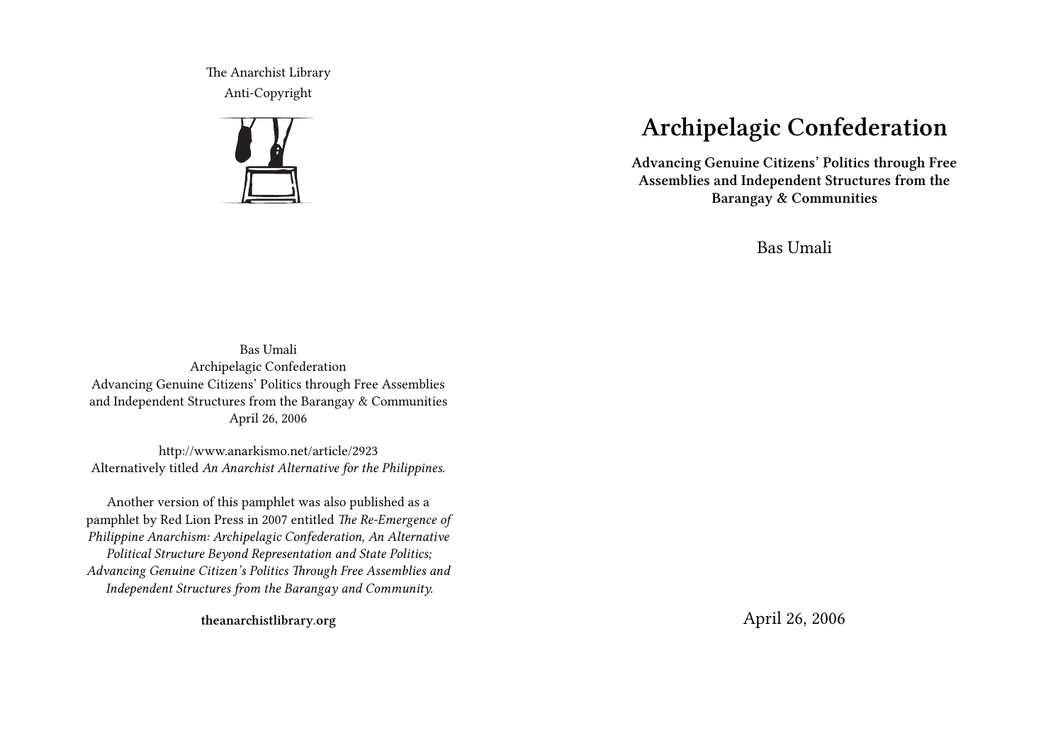The Anarchist Library
Anti-Copyright

# Archipelagic Confederation

**Advancing Genuine Citizens' Politics through Free Assemblies and Independent Structures from the Barangay & Communities**

Bas Umali

April 26, 2006

Bas Umali
Archipelagic Confederation
Advancing Genuine Citizens' Politics through Free Assemblies and Independent Structures from the Barangay & Communities
April 26, 2006

http://www.anarkismo.net/article/2923
Alternatively titled *An Anarchist Alternative for the Philippines*.

Another version of this pamphlet was also published as a pamphlet by Red Lion Press in 2007 entitled *The Re-Emergence of Philippine Anarchism: Archipelagic Confederation, An Alternative Political Structure Beyond Representation and State Politics; Advancing Genuine Citizen's Politics Through Free Assemblies and Independent Structures from the Barangay and Community.*

**theanarchistlibrary.org**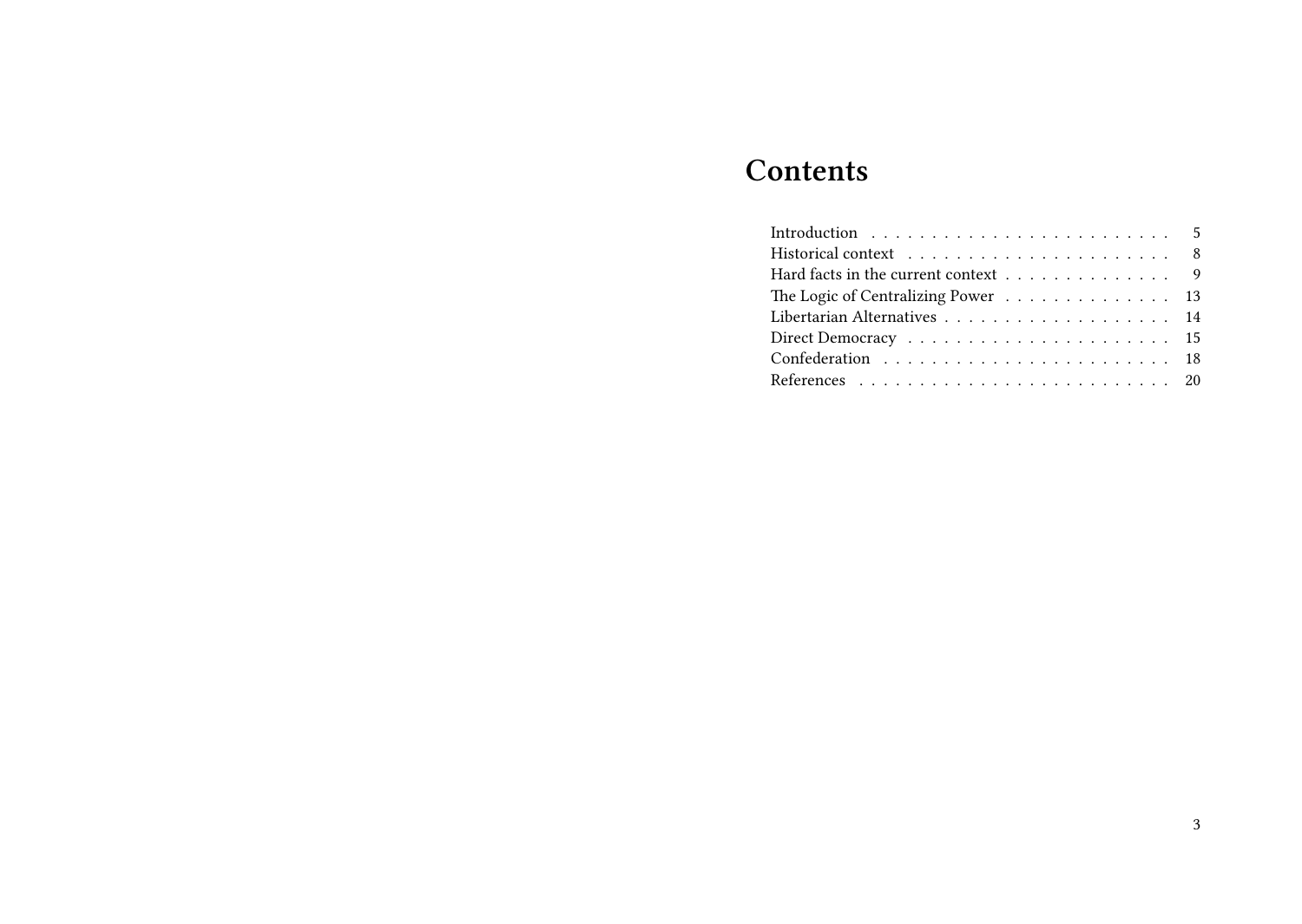# Contents

- Introduction . . . . . . . . . . 5
- Historical context . . . . . . . . . . 8
- Hard facts in the current context . . . . . . . . . . 9
- The Logic of Centralizing Power . . . . . . . . . . 13
- Libertarian Alternatives . . . . . . . . . . 14
- Direct Democracy . . . . . . . . . . 15
- Confederation . . . . . . . . . . 18
- References . . . . . . . . . . 20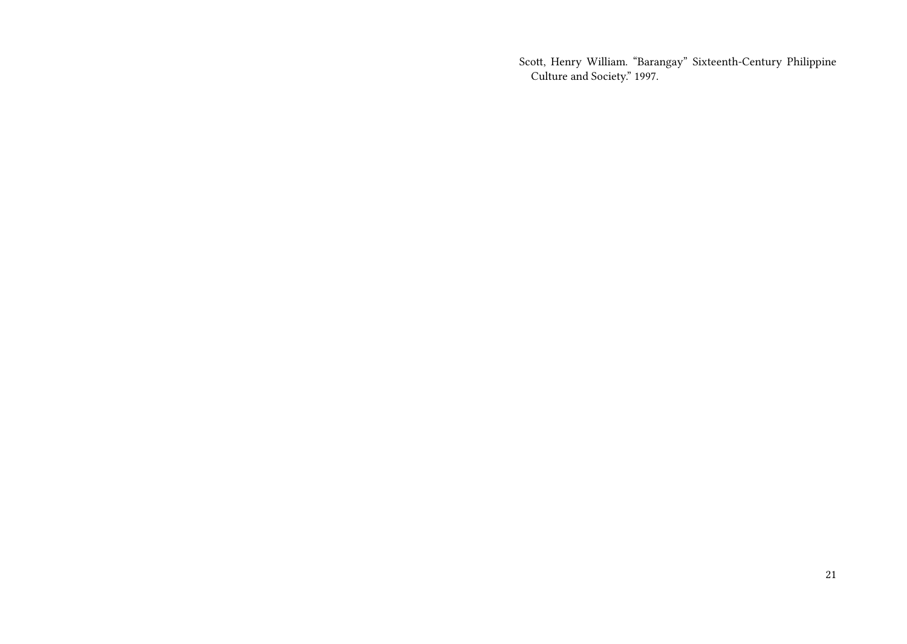Scott, Henry William. "Barangay" Sixteenth-Century Philippine Culture and Society." 1997.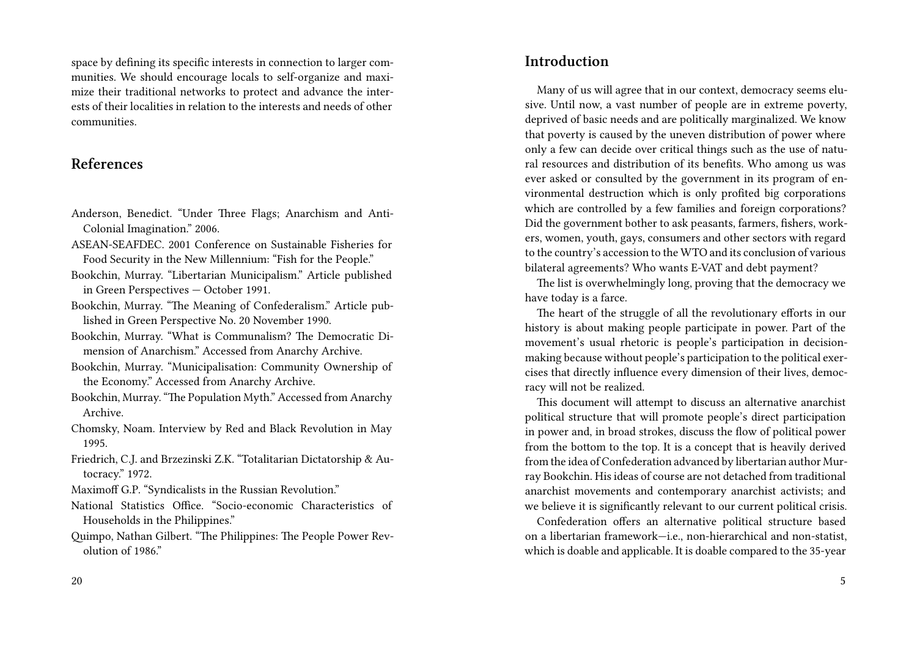space by defining its specific interests in connection to larger communities. We should encourage locals to self-organize and maximize their traditional networks to protect and advance the interests of their localities in relation to the interests and needs of other communities.

## References

Anderson, Benedict. "Under Three Flags; Anarchism and Anti-Colonial Imagination." 2006.

ASEAN-SEAFDEC. 2001 Conference on Sustainable Fisheries for Food Security in the New Millennium: "Fish for the People."

Bookchin, Murray. "Libertarian Municipalism." Article published in Green Perspectives — October 1991.

Bookchin, Murray. "The Meaning of Confederalism." Article published in Green Perspective No. 20 November 1990.

Bookchin, Murray. "What is Communalism? The Democratic Dimension of Anarchism." Accessed from Anarchy Archive.

Bookchin, Murray. "Municipalisation: Community Ownership of the Economy." Accessed from Anarchy Archive.

Bookchin, Murray. "The Population Myth." Accessed from Anarchy Archive.

Chomsky, Noam. Interview by Red and Black Revolution in May 1995.

Friedrich, C.J. and Brzezinski Z.K. "Totalitarian Dictatorship & Autocracy." 1972.

Maximoff G.P. "Syndicalists in the Russian Revolution."

National Statistics Office. "Socio-economic Characteristics of Households in the Philippines."

Quimpo, Nathan Gilbert. "The Philippines: The People Power Revolution of 1986."

## Introduction

Many of us will agree that in our context, democracy seems elusive. Until now, a vast number of people are in extreme poverty, deprived of basic needs and are politically marginalized. We know that poverty is caused by the uneven distribution of power where only a few can decide over critical things such as the use of natural resources and distribution of its benefits. Who among us was ever asked or consulted by the government in its program of environmental destruction which is only profited big corporations which are controlled by a few families and foreign corporations? Did the government bother to ask peasants, farmers, fishers, workers, women, youth, gays, consumers and other sectors with regard to the country's accession to the WTO and its conclusion of various bilateral agreements? Who wants E-VAT and debt payment?

The list is overwhelmingly long, proving that the democracy we have today is a farce.

The heart of the struggle of all the revolutionary efforts in our history is about making people participate in power. Part of the movement's usual rhetoric is people's participation in decision-making because without people's participation to the political exercises that directly influence every dimension of their lives, democracy will not be realized.

This document will attempt to discuss an alternative anarchist political structure that will promote people's direct participation in power and, in broad strokes, discuss the flow of political power from the bottom to the top. It is a concept that is heavily derived from the idea of Confederation advanced by libertarian author Murray Bookchin. His ideas of course are not detached from traditional anarchist movements and contemporary anarchist activists; and we believe it is significantly relevant to our current political crisis.

Confederation offers an alternative political structure based on a libertarian framework—i.e., non-hierarchical and non-statist, which is doable and applicable. It is doable compared to the 35-year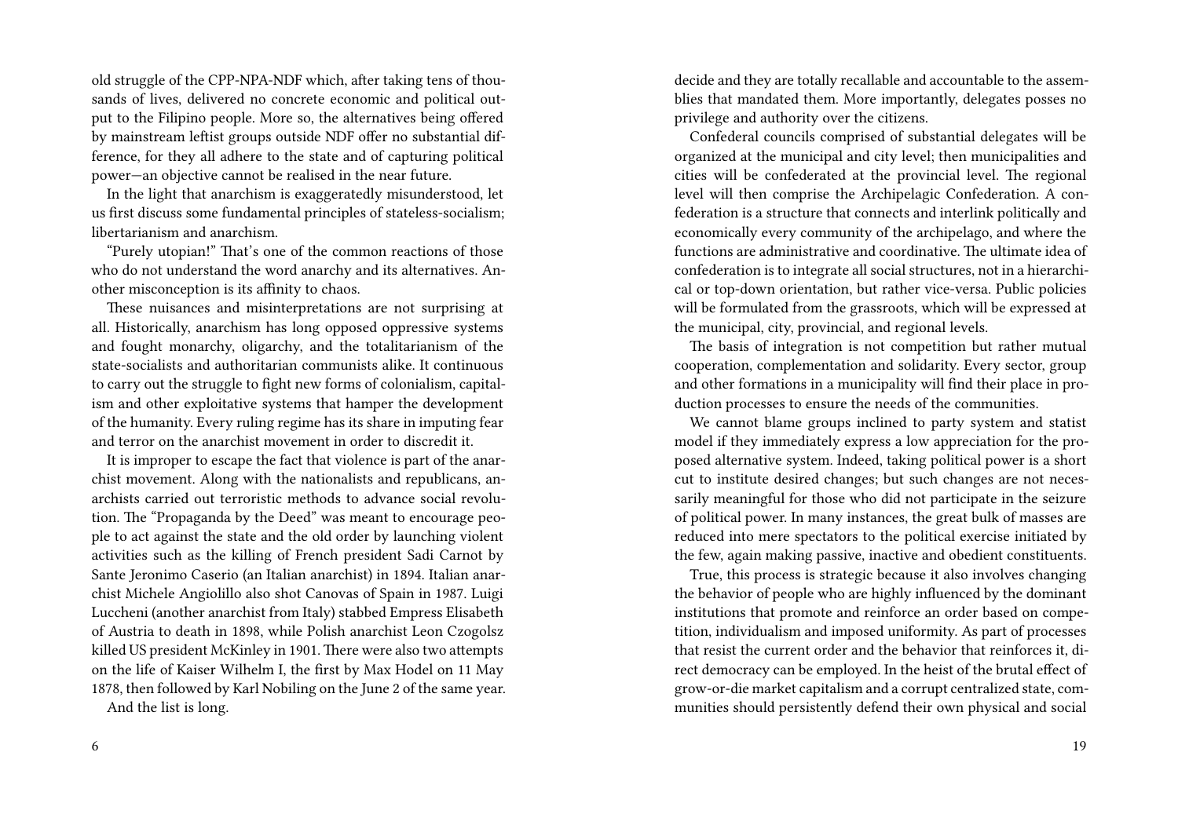old struggle of the CPP-NPA-NDF which, after taking tens of thousands of lives, delivered no concrete economic and political output to the Filipino people. More so, the alternatives being offered by mainstream leftist groups outside NDF offer no substantial difference, for they all adhere to the state and of capturing political power—an objective cannot be realised in the near future.

In the light that anarchism is exaggeratedly misunderstood, let us first discuss some fundamental principles of stateless-socialism; libertarianism and anarchism.

"Purely utopian!" That's one of the common reactions of those who do not understand the word anarchy and its alternatives. Another misconception is its affinity to chaos.

These nuisances and misinterpretations are not surprising at all. Historically, anarchism has long opposed oppressive systems and fought monarchy, oligarchy, and the totalitarianism of the state-socialists and authoritarian communists alike. It continuous to carry out the struggle to fight new forms of colonialism, capitalism and other exploitative systems that hamper the development of the humanity. Every ruling regime has its share in imputing fear and terror on the anarchist movement in order to discredit it.

It is improper to escape the fact that violence is part of the anarchist movement. Along with the nationalists and republicans, anarchists carried out terroristic methods to advance social revolution. The "Propaganda by the Deed" was meant to encourage people to act against the state and the old order by launching violent activities such as the killing of French president Sadi Carnot by Sante Jeronimo Caserio (an Italian anarchist) in 1894. Italian anarchist Michele Angiolillo also shot Canovas of Spain in 1987. Luigi Luccheni (another anarchist from Italy) stabbed Empress Elisabeth of Austria to death in 1898, while Polish anarchist Leon Czogolsz killed US president McKinley in 1901. There were also two attempts on the life of Kaiser Wilhelm I, the first by Max Hodel on 11 May 1878, then followed by Karl Nobiling on the June 2 of the same year.

And the list is long.

decide and they are totally recallable and accountable to the assemblies that mandated them. More importantly, delegates posses no privilege and authority over the citizens.

Confederal councils comprised of substantial delegates will be organized at the municipal and city level; then municipalities and cities will be confederated at the provincial level. The regional level will then comprise the Archipelagic Confederation. A confederation is a structure that connects and interlink politically and economically every community of the archipelago, and where the functions are administrative and coordinative. The ultimate idea of confederation is to integrate all social structures, not in a hierarchical or top-down orientation, but rather vice-versa. Public policies will be formulated from the grassroots, which will be expressed at the municipal, city, provincial, and regional levels.

The basis of integration is not competition but rather mutual cooperation, complementation and solidarity. Every sector, group and other formations in a municipality will find their place in production processes to ensure the needs of the communities.

We cannot blame groups inclined to party system and statist model if they immediately express a low appreciation for the proposed alternative system. Indeed, taking political power is a short cut to institute desired changes; but such changes are not necessarily meaningful for those who did not participate in the seizure of political power. In many instances, the great bulk of masses are reduced into mere spectators to the political exercise initiated by the few, again making passive, inactive and obedient constituents.

True, this process is strategic because it also involves changing the behavior of people who are highly influenced by the dominant institutions that promote and reinforce an order based on competition, individualism and imposed uniformity. As part of processes that resist the current order and the behavior that reinforces it, direct democracy can be employed. In the heist of the brutal effect of grow-or-die market capitalism and a corrupt centralized state, communities should persistently defend their own physical and social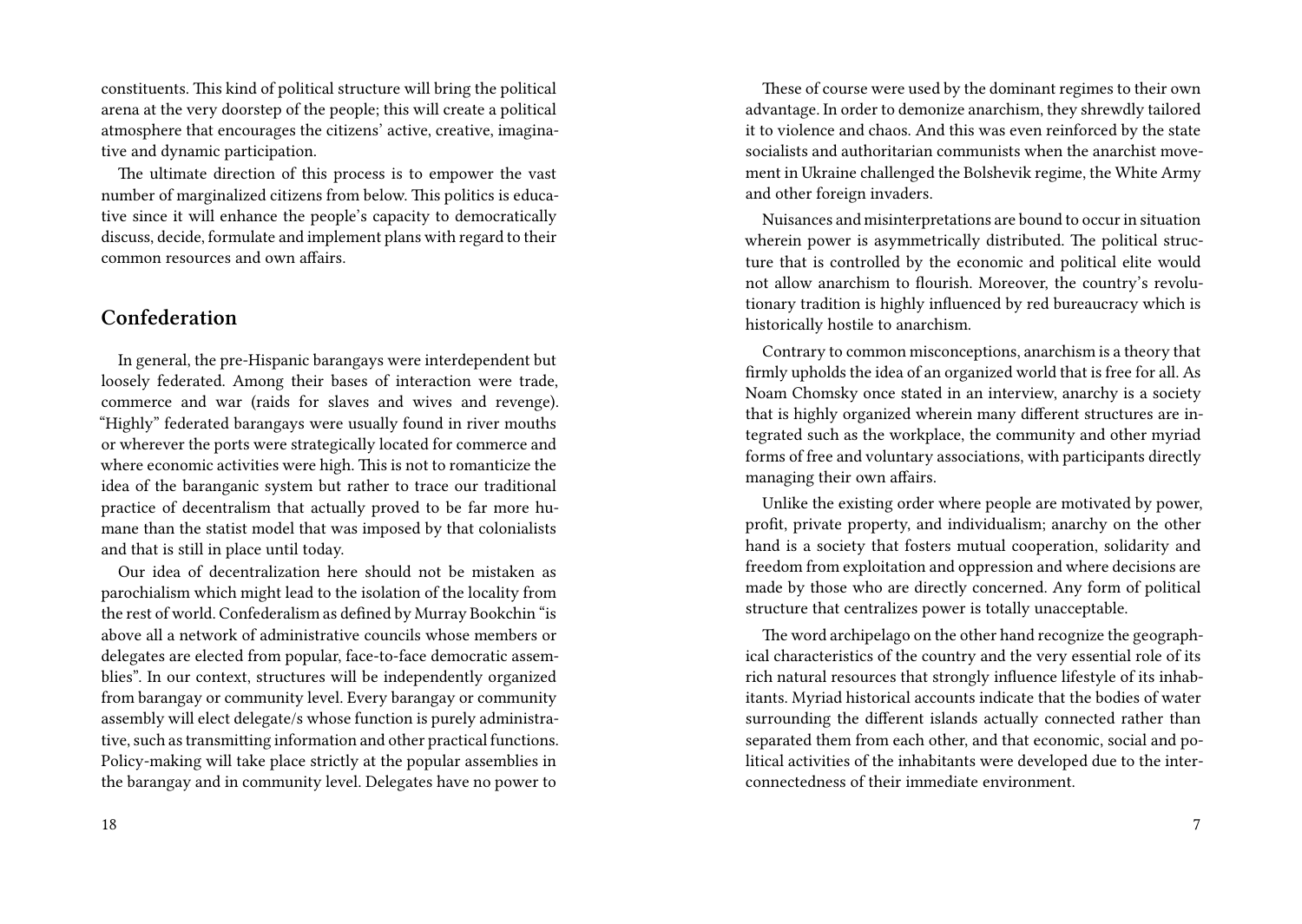constituents. This kind of political structure will bring the political arena at the very doorstep of the people; this will create a political atmosphere that encourages the citizens' active, creative, imaginative and dynamic participation.

The ultimate direction of this process is to empower the vast number of marginalized citizens from below. This politics is educative since it will enhance the people's capacity to democratically discuss, decide, formulate and implement plans with regard to their common resources and own affairs.

## Confederation

In general, the pre-Hispanic barangays were interdependent but loosely federated. Among their bases of interaction were trade, commerce and war (raids for slaves and wives and revenge). "Highly" federated barangays were usually found in river mouths or wherever the ports were strategically located for commerce and where economic activities were high. This is not to romanticize the idea of the baranganic system but rather to trace our traditional practice of decentralism that actually proved to be far more humane than the statist model that was imposed by that colonialists and that is still in place until today.

Our idea of decentralization here should not be mistaken as parochialism which might lead to the isolation of the locality from the rest of world. Confederalism as defined by Murray Bookchin "is above all a network of administrative councils whose members or delegates are elected from popular, face-to-face democratic assemblies". In our context, structures will be independently organized from barangay or community level. Every barangay or community assembly will elect delegate/s whose function is purely administrative, such as transmitting information and other practical functions. Policy-making will take place strictly at the popular assemblies in the barangay and in community level. Delegates have no power to

These of course were used by the dominant regimes to their own advantage. In order to demonize anarchism, they shrewdly tailored it to violence and chaos. And this was even reinforced by the state socialists and authoritarian communists when the anarchist movement in Ukraine challenged the Bolshevik regime, the White Army and other foreign invaders.

Nuisances and misinterpretations are bound to occur in situation wherein power is asymmetrically distributed. The political structure that is controlled by the economic and political elite would not allow anarchism to flourish. Moreover, the country's revolutionary tradition is highly influenced by red bureaucracy which is historically hostile to anarchism.

Contrary to common misconceptions, anarchism is a theory that firmly upholds the idea of an organized world that is free for all. As Noam Chomsky once stated in an interview, anarchy is a society that is highly organized wherein many different structures are integrated such as the workplace, the community and other myriad forms of free and voluntary associations, with participants directly managing their own affairs.

Unlike the existing order where people are motivated by power, profit, private property, and individualism; anarchy on the other hand is a society that fosters mutual cooperation, solidarity and freedom from exploitation and oppression and where decisions are made by those who are directly concerned. Any form of political structure that centralizes power is totally unacceptable.

The word archipelago on the other hand recognize the geographical characteristics of the country and the very essential role of its rich natural resources that strongly influence lifestyle of its inhabitants. Myriad historical accounts indicate that the bodies of water surrounding the different islands actually connected rather than separated them from each other, and that economic, social and political activities of the inhabitants were developed due to the interconnectedness of their immediate environment.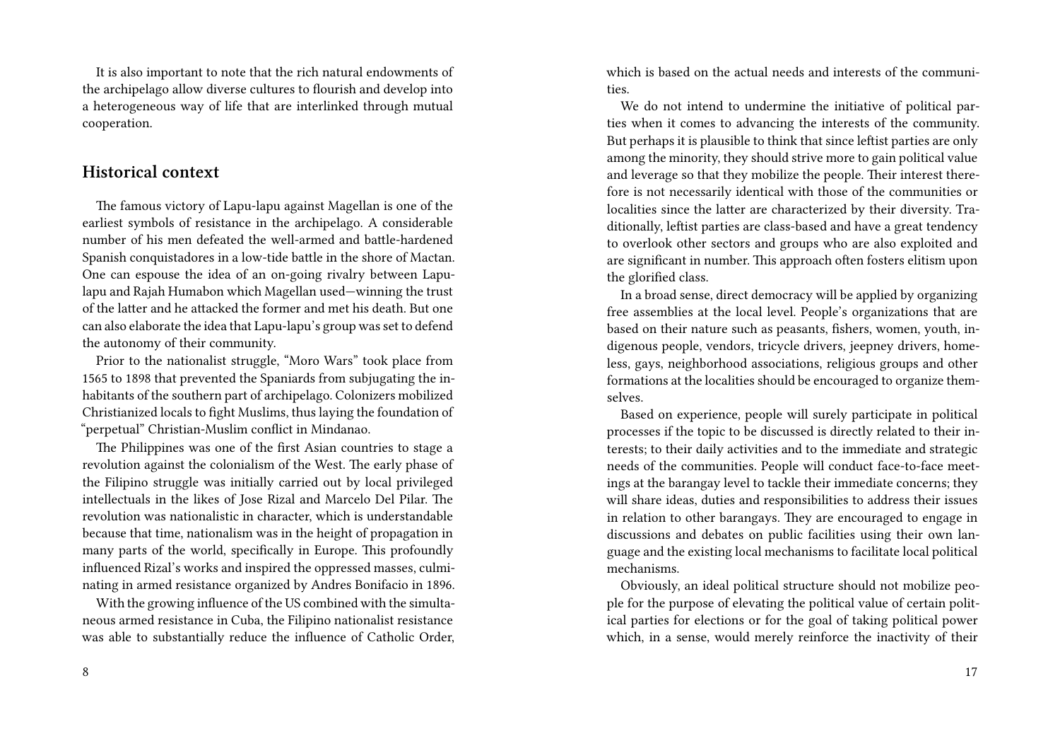It is also important to note that the rich natural endowments of the archipelago allow diverse cultures to flourish and develop into a heterogeneous way of life that are interlinked through mutual cooperation.

## Historical context

The famous victory of Lapu-lapu against Magellan is one of the earliest symbols of resistance in the archipelago. A considerable number of his men defeated the well-armed and battle-hardened Spanish conquistadores in a low-tide battle in the shore of Mactan. One can espouse the idea of an on-going rivalry between Lapu-lapu and Rajah Humabon which Magellan used—winning the trust of the latter and he attacked the former and met his death. But one can also elaborate the idea that Lapu-lapu's group was set to defend the autonomy of their community.

Prior to the nationalist struggle, "Moro Wars" took place from 1565 to 1898 that prevented the Spaniards from subjugating the inhabitants of the southern part of archipelago. Colonizers mobilized Christianized locals to fight Muslims, thus laying the foundation of "perpetual" Christian-Muslim conflict in Mindanao.

The Philippines was one of the first Asian countries to stage a revolution against the colonialism of the West. The early phase of the Filipino struggle was initially carried out by local privileged intellectuals in the likes of Jose Rizal and Marcelo Del Pilar. The revolution was nationalistic in character, which is understandable because that time, nationalism was in the height of propagation in many parts of the world, specifically in Europe. This profoundly influenced Rizal's works and inspired the oppressed masses, culminating in armed resistance organized by Andres Bonifacio in 1896.

With the growing influence of the US combined with the simultaneous armed resistance in Cuba, the Filipino nationalist resistance was able to substantially reduce the influence of Catholic Order,

which is based on the actual needs and interests of the communities.

We do not intend to undermine the initiative of political parties when it comes to advancing the interests of the community. But perhaps it is plausible to think that since leftist parties are only among the minority, they should strive more to gain political value and leverage so that they mobilize the people. Their interest therefore is not necessarily identical with those of the communities or localities since the latter are characterized by their diversity. Traditionally, leftist parties are class-based and have a great tendency to overlook other sectors and groups who are also exploited and are significant in number. This approach often fosters elitism upon the glorified class.

In a broad sense, direct democracy will be applied by organizing free assemblies at the local level. People's organizations that are based on their nature such as peasants, fishers, women, youth, indigenous people, vendors, tricycle drivers, jeepney drivers, homeless, gays, neighborhood associations, religious groups and other formations at the localities should be encouraged to organize themselves.

Based on experience, people will surely participate in political processes if the topic to be discussed is directly related to their interests; to their daily activities and to the immediate and strategic needs of the communities. People will conduct face-to-face meetings at the barangay level to tackle their immediate concerns; they will share ideas, duties and responsibilities to address their issues in relation to other barangays. They are encouraged to engage in discussions and debates on public facilities using their own language and the existing local mechanisms to facilitate local political mechanisms.

Obviously, an ideal political structure should not mobilize people for the purpose of elevating the political value of certain political parties for elections or for the goal of taking political power which, in a sense, would merely reinforce the inactivity of their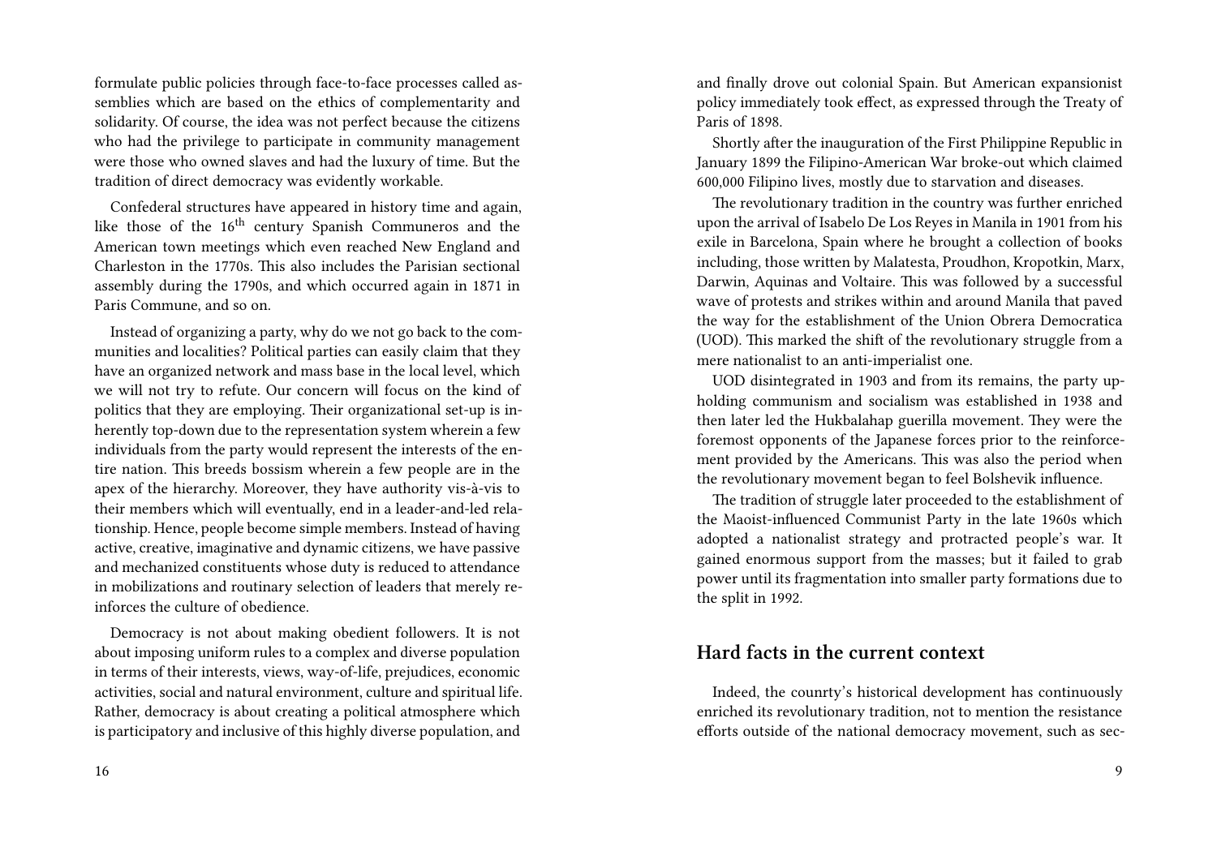formulate public policies through face-to-face processes called assemblies which are based on the ethics of complementarity and solidarity. Of course, the idea was not perfect because the citizens who had the privilege to participate in community management were those who owned slaves and had the luxury of time. But the tradition of direct democracy was evidently workable.

Confederal structures have appeared in history time and again, like those of the 16th century Spanish Communeros and the American town meetings which even reached New England and Charleston in the 1770s. This also includes the Parisian sectional assembly during the 1790s, and which occurred again in 1871 in Paris Commune, and so on.

Instead of organizing a party, why do we not go back to the communities and localities? Political parties can easily claim that they have an organized network and mass base in the local level, which we will not try to refute. Our concern will focus on the kind of politics that they are employing. Their organizational set-up is inherently top-down due to the representation system wherein a few individuals from the party would represent the interests of the entire nation. This breeds bossism wherein a few people are in the apex of the hierarchy. Moreover, they have authority vis-à-vis to their members which will eventually, end in a leader-and-led relationship. Hence, people become simple members. Instead of having active, creative, imaginative and dynamic citizens, we have passive and mechanized constituents whose duty is reduced to attendance in mobilizations and routinary selection of leaders that merely reinforces the culture of obedience.

Democracy is not about making obedient followers. It is not about imposing uniform rules to a complex and diverse population in terms of their interests, views, way-of-life, prejudices, economic activities, social and natural environment, culture and spiritual life. Rather, democracy is about creating a political atmosphere which is participatory and inclusive of this highly diverse population, and

and finally drove out colonial Spain. But American expansionist policy immediately took effect, as expressed through the Treaty of Paris of 1898.

Shortly after the inauguration of the First Philippine Republic in January 1899 the Filipino-American War broke-out which claimed 600,000 Filipino lives, mostly due to starvation and diseases.

The revolutionary tradition in the country was further enriched upon the arrival of Isabelo De Los Reyes in Manila in 1901 from his exile in Barcelona, Spain where he brought a collection of books including, those written by Malatesta, Proudhon, Kropotkin, Marx, Darwin, Aquinas and Voltaire. This was followed by a successful wave of protests and strikes within and around Manila that paved the way for the establishment of the Union Obrera Democratica (UOD). This marked the shift of the revolutionary struggle from a mere nationalist to an anti-imperialist one.

UOD disintegrated in 1903 and from its remains, the party upholding communism and socialism was established in 1938 and then later led the Hukbalahap guerilla movement. They were the foremost opponents of the Japanese forces prior to the reinforcement provided by the Americans. This was also the period when the revolutionary movement began to feel Bolshevik influence.

The tradition of struggle later proceeded to the establishment of the Maoist-influenced Communist Party in the late 1960s which adopted a nationalist strategy and protracted people's war. It gained enormous support from the masses; but it failed to grab power until its fragmentation into smaller party formations due to the split in 1992.

## Hard facts in the current context

Indeed, the counrty's historical development has continuously enriched its revolutionary tradition, not to mention the resistance efforts outside of the national democracy movement, such as sec-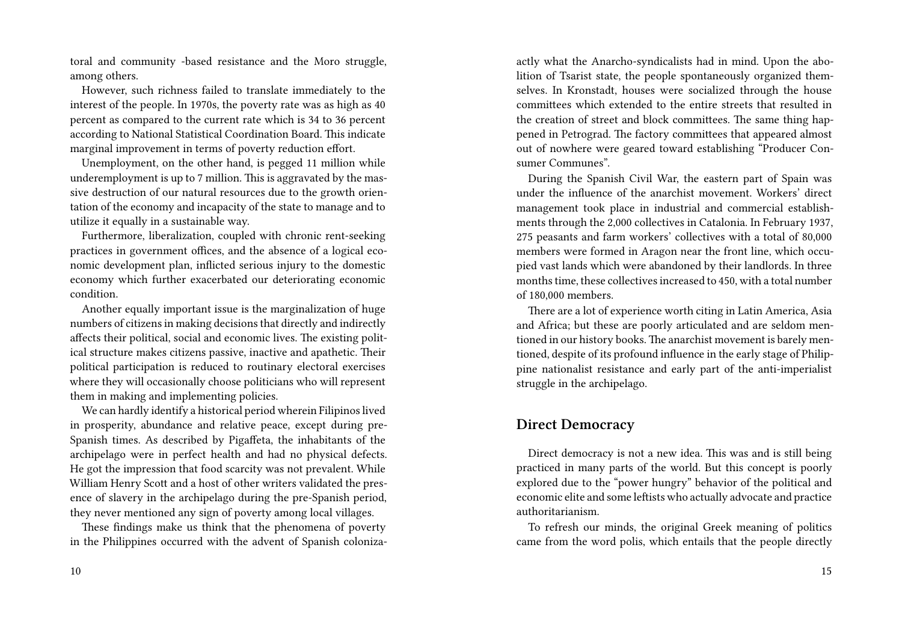toral and community -based resistance and the Moro struggle, among others.

However, such richness failed to translate immediately to the interest of the people. In 1970s, the poverty rate was as high as 40 percent as compared to the current rate which is 34 to 36 percent according to National Statistical Coordination Board. This indicate marginal improvement in terms of poverty reduction effort.

Unemployment, on the other hand, is pegged 11 million while underemployment is up to 7 million. This is aggravated by the massive destruction of our natural resources due to the growth orientation of the economy and incapacity of the state to manage and to utilize it equally in a sustainable way.

Furthermore, liberalization, coupled with chronic rent-seeking practices in government offices, and the absence of a logical economic development plan, inflicted serious injury to the domestic economy which further exacerbated our deteriorating economic condition.

Another equally important issue is the marginalization of huge numbers of citizens in making decisions that directly and indirectly affects their political, social and economic lives. The existing political structure makes citizens passive, inactive and apathetic. Their political participation is reduced to routinary electoral exercises where they will occasionally choose politicians who will represent them in making and implementing policies.

We can hardly identify a historical period wherein Filipinos lived in prosperity, abundance and relative peace, except during pre-Spanish times. As described by Pigaffeta, the inhabitants of the archipelago were in perfect health and had no physical defects. He got the impression that food scarcity was not prevalent. While William Henry Scott and a host of other writers validated the presence of slavery in the archipelago during the pre-Spanish period, they never mentioned any sign of poverty among local villages.

These findings make us think that the phenomena of poverty in the Philippines occurred with the advent of Spanish coloniza-

actly what the Anarcho-syndicalists had in mind. Upon the abolition of Tsarist state, the people spontaneously organized themselves. In Kronstadt, houses were socialized through the house committees which extended to the entire streets that resulted in the creation of street and block committees. The same thing happened in Petrograd. The factory committees that appeared almost out of nowhere were geared toward establishing "Producer Consumer Communes".

During the Spanish Civil War, the eastern part of Spain was under the influence of the anarchist movement. Workers' direct management took place in industrial and commercial establishments through the 2,000 collectives in Catalonia. In February 1937, 275 peasants and farm workers' collectives with a total of 80,000 members were formed in Aragon near the front line, which occupied vast lands which were abandoned by their landlords. In three months time, these collectives increased to 450, with a total number of 180,000 members.

There are a lot of experience worth citing in Latin America, Asia and Africa; but these are poorly articulated and are seldom mentioned in our history books. The anarchist movement is barely mentioned, despite of its profound influence in the early stage of Philippine nationalist resistance and early part of the anti-imperialist struggle in the archipelago.

## Direct Democracy

Direct democracy is not a new idea. This was and is still being practiced in many parts of the world. But this concept is poorly explored due to the "power hungry" behavior of the political and economic elite and some leftists who actually advocate and practice authoritarianism.

To refresh our minds, the original Greek meaning of politics came from the word polis, which entails that the people directly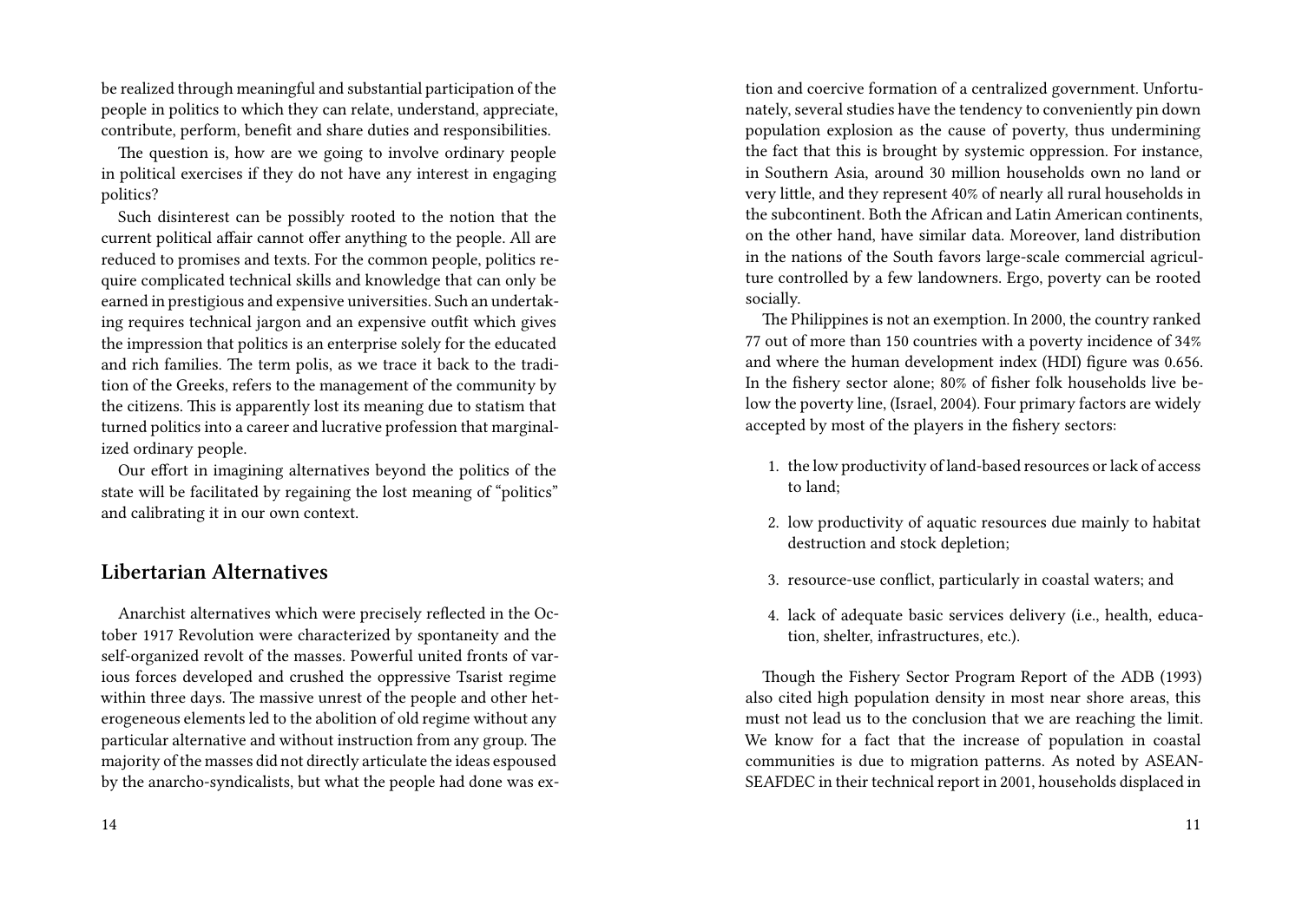be realized through meaningful and substantial participation of the people in politics to which they can relate, understand, appreciate, contribute, perform, benefit and share duties and responsibilities.

The question is, how are we going to involve ordinary people in political exercises if they do not have any interest in engaging politics?

Such disinterest can be possibly rooted to the notion that the current political affair cannot offer anything to the people. All are reduced to promises and texts. For the common people, politics require complicated technical skills and knowledge that can only be earned in prestigious and expensive universities. Such an undertaking requires technical jargon and an expensive outfit which gives the impression that politics is an enterprise solely for the educated and rich families. The term polis, as we trace it back to the tradition of the Greeks, refers to the management of the community by the citizens. This is apparently lost its meaning due to statism that turned politics into a career and lucrative profession that marginalized ordinary people.

Our effort in imagining alternatives beyond the politics of the state will be facilitated by regaining the lost meaning of "politics" and calibrating it in our own context.

## Libertarian Alternatives

Anarchist alternatives which were precisely reflected in the October 1917 Revolution were characterized by spontaneity and the self-organized revolt of the masses. Powerful united fronts of various forces developed and crushed the oppressive Tsarist regime within three days. The massive unrest of the people and other heterogeneous elements led to the abolition of old regime without any particular alternative and without instruction from any group. The majority of the masses did not directly articulate the ideas espoused by the anarcho-syndicalists, but what the people had done was ex-

tion and coercive formation of a centralized government. Unfortunately, several studies have the tendency to conveniently pin down population explosion as the cause of poverty, thus undermining the fact that this is brought by systemic oppression. For instance, in Southern Asia, around 30 million households own no land or very little, and they represent 40% of nearly all rural households in the subcontinent. Both the African and Latin American continents, on the other hand, have similar data. Moreover, land distribution in the nations of the South favors large-scale commercial agriculture controlled by a few landowners. Ergo, poverty can be rooted socially.

The Philippines is not an exemption. In 2000, the country ranked 77 out of more than 150 countries with a poverty incidence of 34% and where the human development index (HDI) figure was 0.656. In the fishery sector alone; 80% of fisher folk households live below the poverty line, (Israel, 2004). Four primary factors are widely accepted by most of the players in the fishery sectors:

1. the low productivity of land-based resources or lack of access to land;
2. low productivity of aquatic resources due mainly to habitat destruction and stock depletion;
3. resource-use conflict, particularly in coastal waters; and
4. lack of adequate basic services delivery (i.e., health, education, shelter, infrastructures, etc.).

Though the Fishery Sector Program Report of the ADB (1993) also cited high population density in most near shore areas, this must not lead us to the conclusion that we are reaching the limit. We know for a fact that the increase of population in coastal communities is due to migration patterns. As noted by ASEAN-SEAFDEC in their technical report in 2001, households displaced in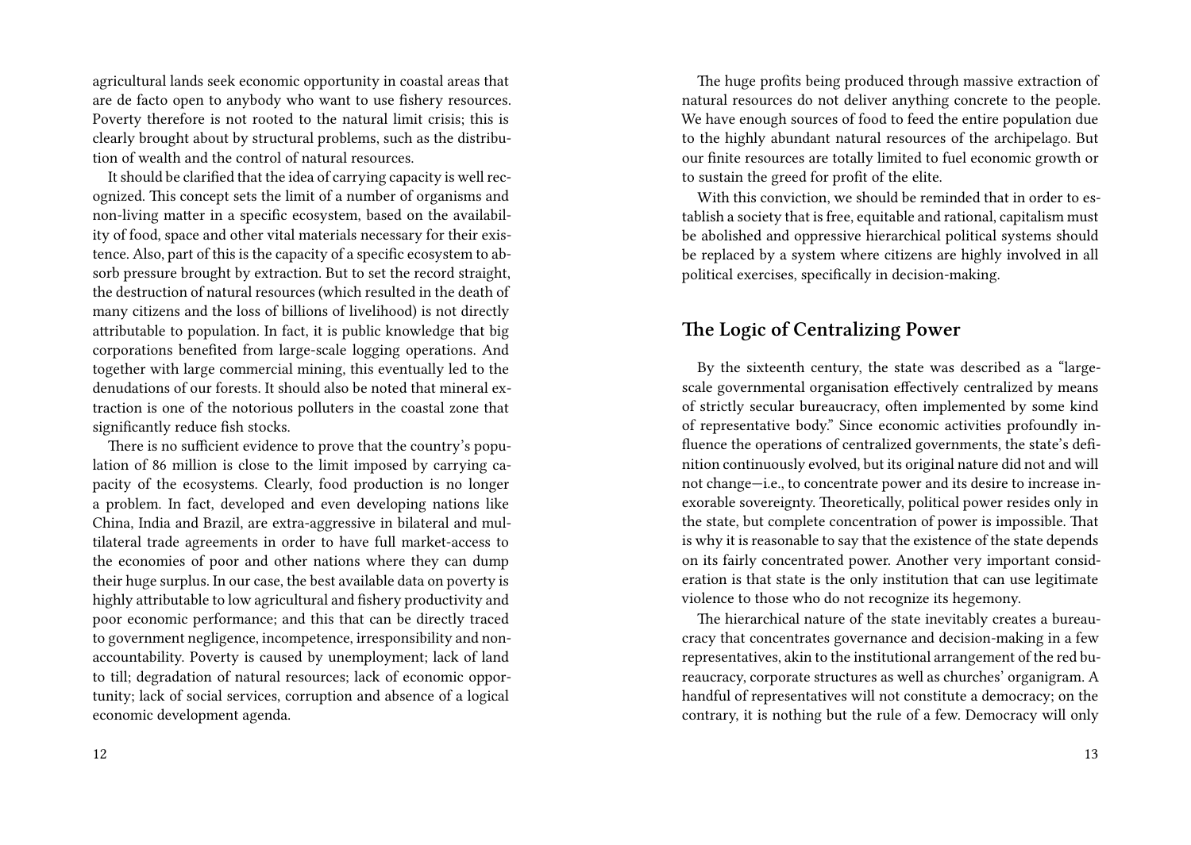agricultural lands seek economic opportunity in coastal areas that are de facto open to anybody who want to use fishery resources. Poverty therefore is not rooted to the natural limit crisis; this is clearly brought about by structural problems, such as the distribution of wealth and the control of natural resources.

It should be clarified that the idea of carrying capacity is well recognized. This concept sets the limit of a number of organisms and non-living matter in a specific ecosystem, based on the availability of food, space and other vital materials necessary for their existence. Also, part of this is the capacity of a specific ecosystem to absorb pressure brought by extraction. But to set the record straight, the destruction of natural resources (which resulted in the death of many citizens and the loss of billions of livelihood) is not directly attributable to population. In fact, it is public knowledge that big corporations benefited from large-scale logging operations. And together with large commercial mining, this eventually led to the denudations of our forests. It should also be noted that mineral extraction is one of the notorious polluters in the coastal zone that significantly reduce fish stocks.

There is no sufficient evidence to prove that the country's population of 86 million is close to the limit imposed by carrying capacity of the ecosystems. Clearly, food production is no longer a problem. In fact, developed and even developing nations like China, India and Brazil, are extra-aggressive in bilateral and multilateral trade agreements in order to have full market-access to the economies of poor and other nations where they can dump their huge surplus. In our case, the best available data on poverty is highly attributable to low agricultural and fishery productivity and poor economic performance; and this that can be directly traced to government negligence, incompetence, irresponsibility and non-accountability. Poverty is caused by unemployment; lack of land to till; degradation of natural resources; lack of economic opportunity; lack of social services, corruption and absence of a logical economic development agenda.

The huge profits being produced through massive extraction of natural resources do not deliver anything concrete to the people. We have enough sources of food to feed the entire population due to the highly abundant natural resources of the archipelago. But our finite resources are totally limited to fuel economic growth or to sustain the greed for profit of the elite.

With this conviction, we should be reminded that in order to establish a society that is free, equitable and rational, capitalism must be abolished and oppressive hierarchical political systems should be replaced by a system where citizens are highly involved in all political exercises, specifically in decision-making.

## The Logic of Centralizing Power

By the sixteenth century, the state was described as a "large-scale governmental organisation effectively centralized by means of strictly secular bureaucracy, often implemented by some kind of representative body." Since economic activities profoundly influence the operations of centralized governments, the state's definition continuously evolved, but its original nature did not and will not change—i.e., to concentrate power and its desire to increase inexorable sovereignty. Theoretically, political power resides only in the state, but complete concentration of power is impossible. That is why it is reasonable to say that the existence of the state depends on its fairly concentrated power. Another very important consideration is that state is the only institution that can use legitimate violence to those who do not recognize its hegemony.

The hierarchical nature of the state inevitably creates a bureaucracy that concentrates governance and decision-making in a few representatives, akin to the institutional arrangement of the red bureaucracy, corporate structures as well as churches' organigram. A handful of representatives will not constitute a democracy; on the contrary, it is nothing but the rule of a few. Democracy will only